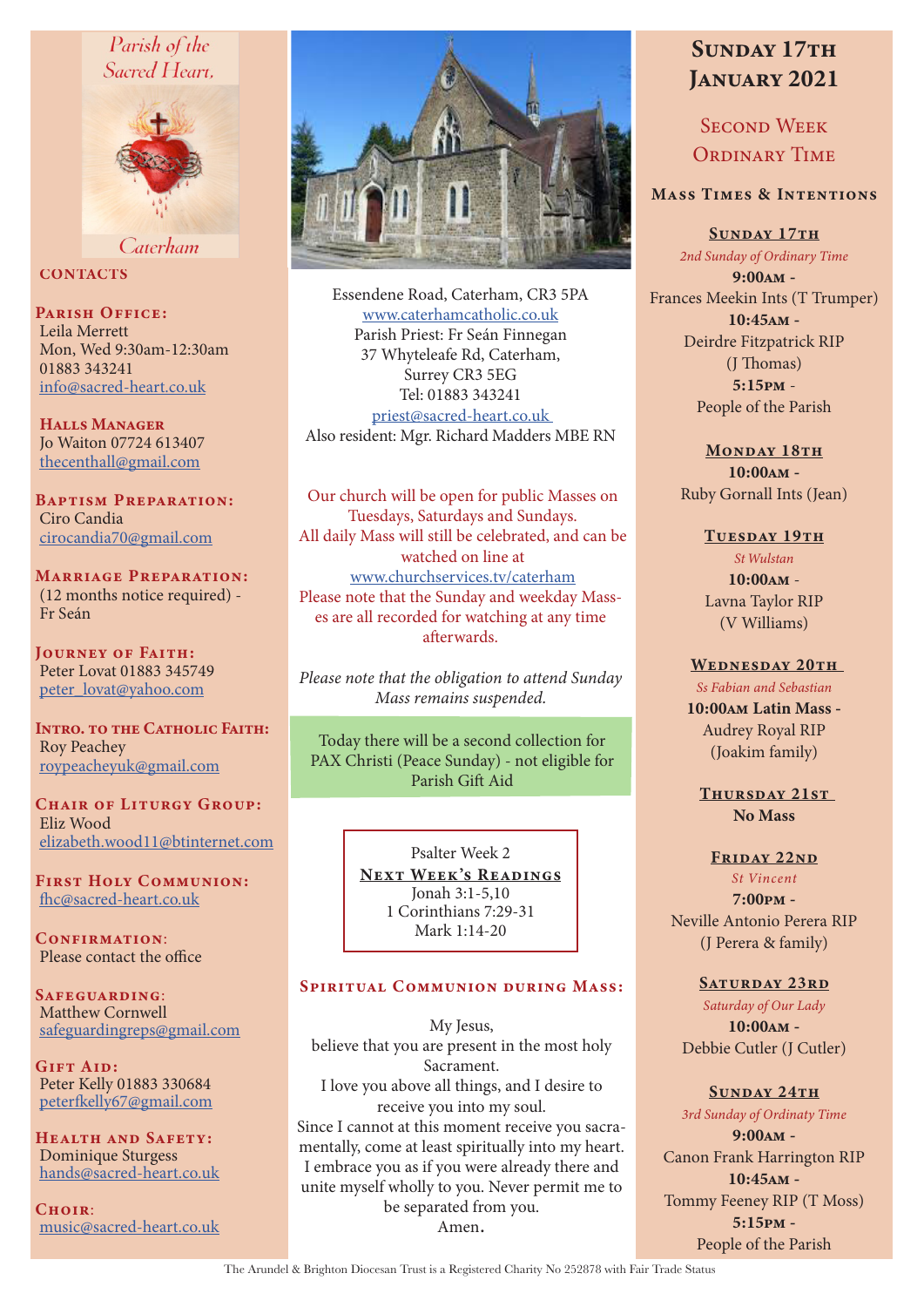Parish of the Sacred Heart, Caterham

## CONTACTS

**Parish Office:**
Leila Merrett
Mon, Wed 9:30am-12:30am
01883 343241
info@sacred-heart.co.uk

**Halls Manager**
Jo Waiton 07724 613407
thecenthall@gmail.com

**Baptism Preparation:**
Ciro Candia
cirocandia70@gmail.com

**Marriage Preparation:**
(12 months notice required) - Fr Seán

**Journey of Faith:**
Peter Lovat 01883 345749
peter_lovat@yahoo.com

**Intro. to the Catholic Faith:**
Roy Peachey
roypeacheyuk@gmail.com

**Chair of Liturgy Group:**
Eliz Wood
elizabeth.wood11@btinternet.com

**First Holy Communion:**
fhc@sacred-heart.co.uk

**Confirmation:**
Please contact the office

**Safeguarding:**
Matthew Cornwell
safeguardingreps@gmail.com

**Gift Aid:**
Peter Kelly 01883 330684
peterfkelly67@gmail.com

**Health and Safety:**
Dominique Sturgess
hands@sacred-heart.co.uk

**Choir:**
music@sacred-heart.co.uk

---

Essendene Road, Caterham, CR3 5PA
www.caterhamcatholic.co.uk
Parish Priest: Fr Seán Finnegan
37 Whyteleafe Rd, Caterham,
Surrey CR3 5EG
Tel: 01883 343241
priest@sacred-heart.co.uk
Also resident: Mgr. Richard Madders MBE RN

Our church will be open for public Masses on Tuesdays, Saturdays and Sundays.
All daily Mass will still be celebrated, and can be watched on line at
www.churchservices.tv/caterham
Please note that the Sunday and weekday Masses are all recorded for watching at any time afterwards.

*Please note that the obligation to attend Sunday Mass remains suspended.*

Today there will be a second collection for PAX Christi (Peace Sunday) - not eligible for Parish Gift Aid

Psalter Week 2
**Next Week's Readings**
Jonah 3:1-5,10
1 Corinthians 7:29-31
Mark 1:14-20

### Spiritual Communion during Mass:

My Jesus,
believe that you are present in the most holy Sacrament.
I love you above all things, and I desire to receive you into my soul.
Since I cannot at this moment receive you sacramentally, come at least spiritually into my heart.
I embrace you as if you were already there and unite myself wholly to you. Never permit me to be separated from you.
Amen.

---

# Sunday 17th January 2021

## Second Week Ordinary Time

### Mass Times & Intentions

**Sunday 17th**
*2nd Sunday of Ordinary Time*
**9:00am -**
Frances Meekin Ints (T Trumper)
**10:45am -**
Deirdre Fitzpatrick RIP
(J Thomas)
**5:15pm -**
People of the Parish

**Monday 18th**
**10:00am -**
Ruby Gornall Ints (Jean)

**Tuesday 19th**
*St Wulstan*
**10:00am -**
Lavna Taylor RIP
(V Williams)

**Wednesday 20th**
*Ss Fabian and Sebastian*
**10:00am Latin Mass -**
Audrey Royal RIP
(Joakim family)

**Thursday 21st**
**No Mass**

**Friday 22nd**
*St Vincent*
**7:00pm -**
Neville Antonio Perera RIP
(J Perera & family)

**Saturday 23rd**
*Saturday of Our Lady*
**10:00am -**
Debbie Cutler (J Cutler)

**Sunday 24th**
*3rd Sunday of Ordinary Time*
**9:00am -**
Canon Frank Harrington RIP
**10:45am -**
Tommy Feeney RIP (T Moss)
**5:15pm -**
People of the Parish

The Arundel & Brighton Diocesan Trust is a Registered Charity No 252878 with Fair Trade Status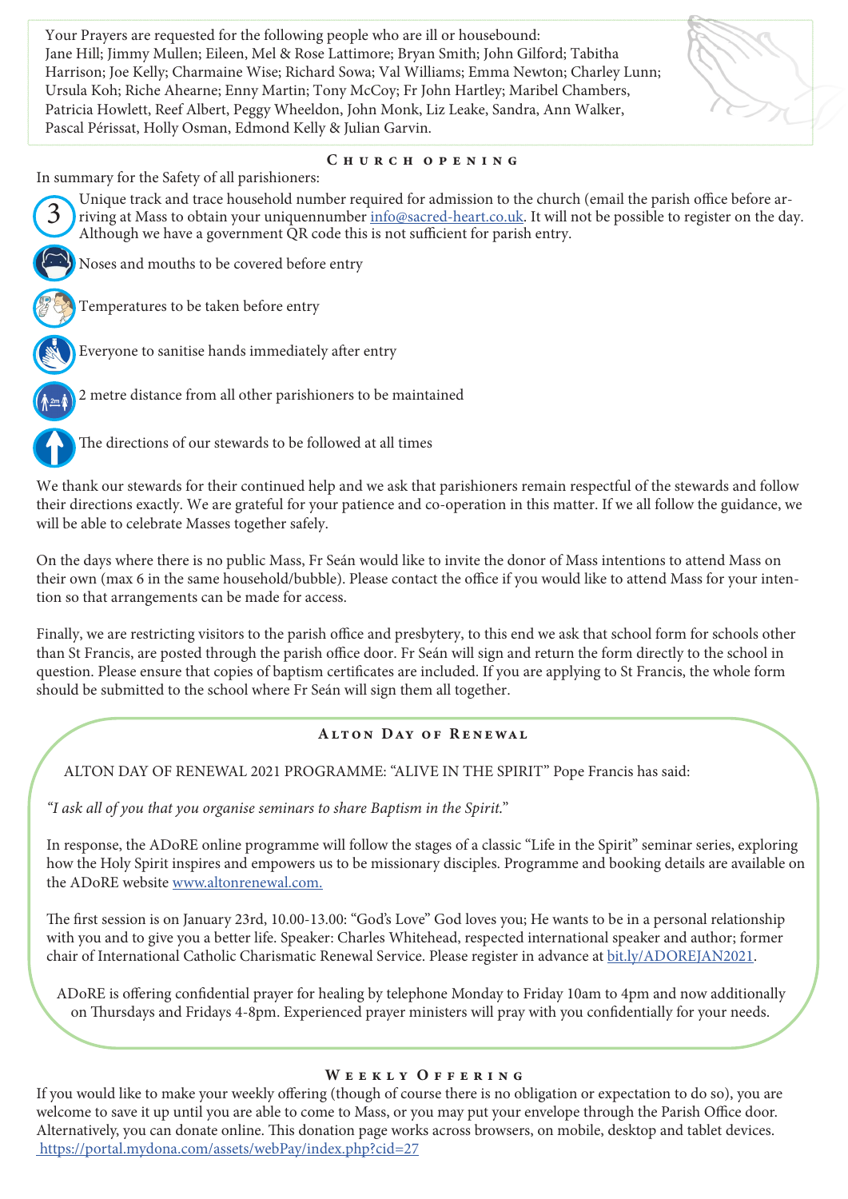Your Prayers are requested for the following people who are ill or housebound: Jane Hill; Jimmy Mullen; Eileen, Mel & Rose Lattimore; Bryan Smith; John Gilford; Tabitha Harrison; Joe Kelly; Charmaine Wise; Richard Sowa; Val Williams; Emma Newton; Charley Lunn; Ursula Koh; Riche Ahearne; Enny Martin; Tony McCoy; Fr John Hartley; Maribel Chambers, Patricia Howlett, Reef Albert, Peggy Wheeldon, John Monk, Liz Leake, Sandra, Ann Walker, Pascal Périssat, Holly Osman, Edmond Kelly & Julian Garvin.

## Church opening

In summary for the Safety of all parishioners:

- Unique track and trace household number required for admission to the church (email the parish office before arriving at Mass to obtain your uniquennumber info@sacred-heart.co.uk. It will not be possible to register on the day. Although we have a government QR code this is not sufficient for parish entry.
- Noses and mouths to be covered before entry
- Temperatures to be taken before entry
- Everyone to sanitise hands immediately after entry
- 2 metre distance from all other parishioners to be maintained
- The directions of our stewards to be followed at all times

We thank our stewards for their continued help and we ask that parishioners remain respectful of the stewards and follow their directions exactly. We are grateful for your patience and co-operation in this matter. If we all follow the guidance, we will be able to celebrate Masses together safely.

On the days where there is no public Mass, Fr Seán would like to invite the donor of Mass intentions to attend Mass on their own (max 6 in the same household/bubble). Please contact the office if you would like to attend Mass for your intention so that arrangements can be made for access.

Finally, we are restricting visitors to the parish office and presbytery, to this end we ask that school form for schools other than St Francis, are posted through the parish office door. Fr Seán will sign and return the form directly to the school in question. Please ensure that copies of baptism certificates are included. If you are applying to St Francis, the whole form should be submitted to the school where Fr Seán will sign them all together.

## Alton Day of Renewal

ALTON DAY OF RENEWAL 2021 PROGRAMME: "ALIVE IN THE SPIRIT" Pope Francis has said:

*"I ask all of you that you organise seminars to share Baptism in the Spirit."*

In response, the ADoRE online programme will follow the stages of a classic "Life in the Spirit" seminar series, exploring how the Holy Spirit inspires and empowers us to be missionary disciples. Programme and booking details are available on the ADoRE website www.altonrenewal.com.

The first session is on January 23rd, 10.00-13.00: "God's Love" God loves you; He wants to be in a personal relationship with you and to give you a better life. Speaker: Charles Whitehead, respected international speaker and author; former chair of International Catholic Charismatic Renewal Service. Please register in advance at bit.ly/ADOREJAN2021.

ADoRE is offering confidential prayer for healing by telephone Monday to Friday 10am to 4pm and now additionally on Thursdays and Fridays 4-8pm. Experienced prayer ministers will pray with you confidentially for your needs.

## Weekly Offering

If you would like to make your weekly offering (though of course there is no obligation or expectation to do so), you are welcome to save it up until you are able to come to Mass, or you may put your envelope through the Parish Office door. Alternatively, you can donate online. This donation page works across browsers, on mobile, desktop and tablet devices. https://portal.mydona.com/assets/webPay/index.php?cid=27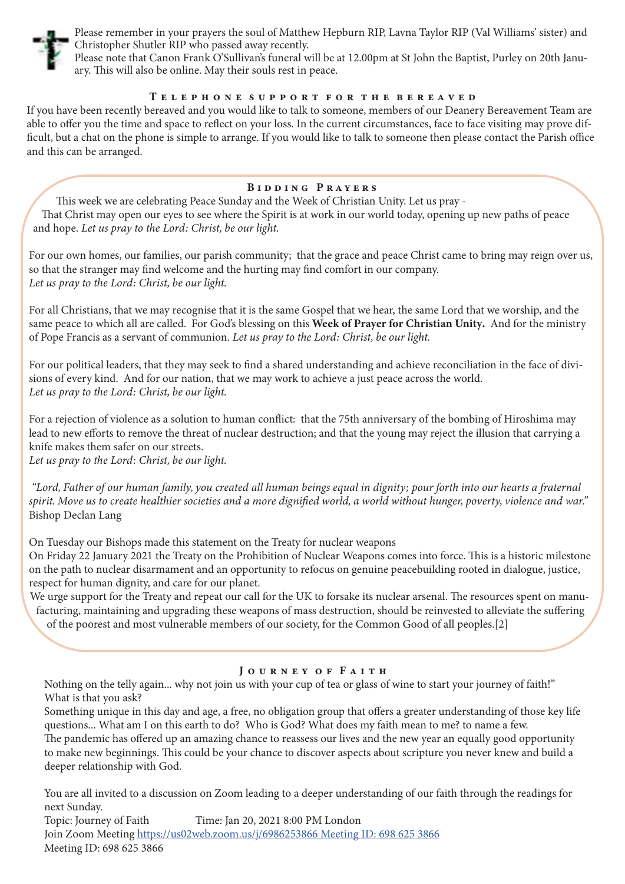Please remember in your prayers the soul of Matthew Hepburn RIP, Lavna Taylor RIP (Val Williams' sister) and Christopher Shutler RIP who passed away recently.
Please note that Canon Frank O'Sullivan's funeral will be at 12.00pm at St John the Baptist, Purley on 20th January. This will also be online. May their souls rest in peace.

## Telephone support for the bereaved

If you have been recently bereaved and you would like to talk to someone, members of our Deanery Bereavement Team are able to offer you the time and space to reflect on your loss. In the current circumstances, face to face visiting may prove difficult, but a chat on the phone is simple to arrange. If you would like to talk to someone then please contact the Parish office and this can be arranged.

## Bidding Prayers

This week we are celebrating Peace Sunday and the Week of Christian Unity. Let us pray -
That Christ may open our eyes to see where the Spirit is at work in our world today, opening up new paths of peace and hope. *Let us pray to the Lord: Christ, be our light.*

For our own homes, our families, our parish community; that the grace and peace Christ came to bring may reign over us, so that the stranger may find welcome and the hurting may find comfort in our company.
*Let us pray to the Lord: Christ, be our light.*

For all Christians, that we may recognise that it is the same Gospel that we hear, the same Lord that we worship, and the same peace to which all are called. For God's blessing on this **Week of Prayer for Christian Unity.** And for the ministry of Pope Francis as a servant of communion. *Let us pray to the Lord: Christ, be our light.*

For our political leaders, that they may seek to find a shared understanding and achieve reconciliation in the face of divisions of every kind. And for our nation, that we may work to achieve a just peace across the world.
*Let us pray to the Lord: Christ, be our light.*

For a rejection of violence as a solution to human conflict: that the 75th anniversary of the bombing of Hiroshima may lead to new efforts to remove the threat of nuclear destruction; and that the young may reject the illusion that carrying a knife makes them safer on our streets.
*Let us pray to the Lord: Christ, be our light.*

*"Lord, Father of our human family, you created all human beings equal in dignity; pour forth into our hearts a fraternal spirit. Move us to create healthier societies and a more dignified world, a world without hunger, poverty, violence and war."* Bishop Declan Lang

On Tuesday our Bishops made this statement on the Treaty for nuclear weapons
On Friday 22 January 2021 the Treaty on the Prohibition of Nuclear Weapons comes into force. This is a historic milestone on the path to nuclear disarmament and an opportunity to refocus on genuine peacebuilding rooted in dialogue, justice, respect for human dignity, and care for our planet.
We urge support for the Treaty and repeat our call for the UK to forsake its nuclear arsenal. The resources spent on manufacturing, maintaining and upgrading these weapons of mass destruction, should be reinvested to alleviate the suffering of the poorest and most vulnerable members of our society, for the Common Good of all peoples.[2]

## Journey of Faith

Nothing on the telly again... why not join us with your cup of tea or glass of wine to start your journey of faith!"
What is that you ask?
Something unique in this day and age, a free, no obligation group that offers a greater understanding of those key life questions... What am I on this earth to do? Who is God? What does my faith mean to me? to name a few.
The pandemic has offered up an amazing chance to reassess our lives and the new year an equally good opportunity to make new beginnings. This could be your chance to discover aspects about scripture you never knew and build a deeper relationship with God.

You are all invited to a discussion on Zoom leading to a deeper understanding of our faith through the readings for next Sunday.
Topic: Journey of Faith Time: Jan 20, 2021 8:00 PM London
Join Zoom Meeting https://us02web.zoom.us/j/6986253866 Meeting ID: 698 625 3866
Meeting ID: 698 625 3866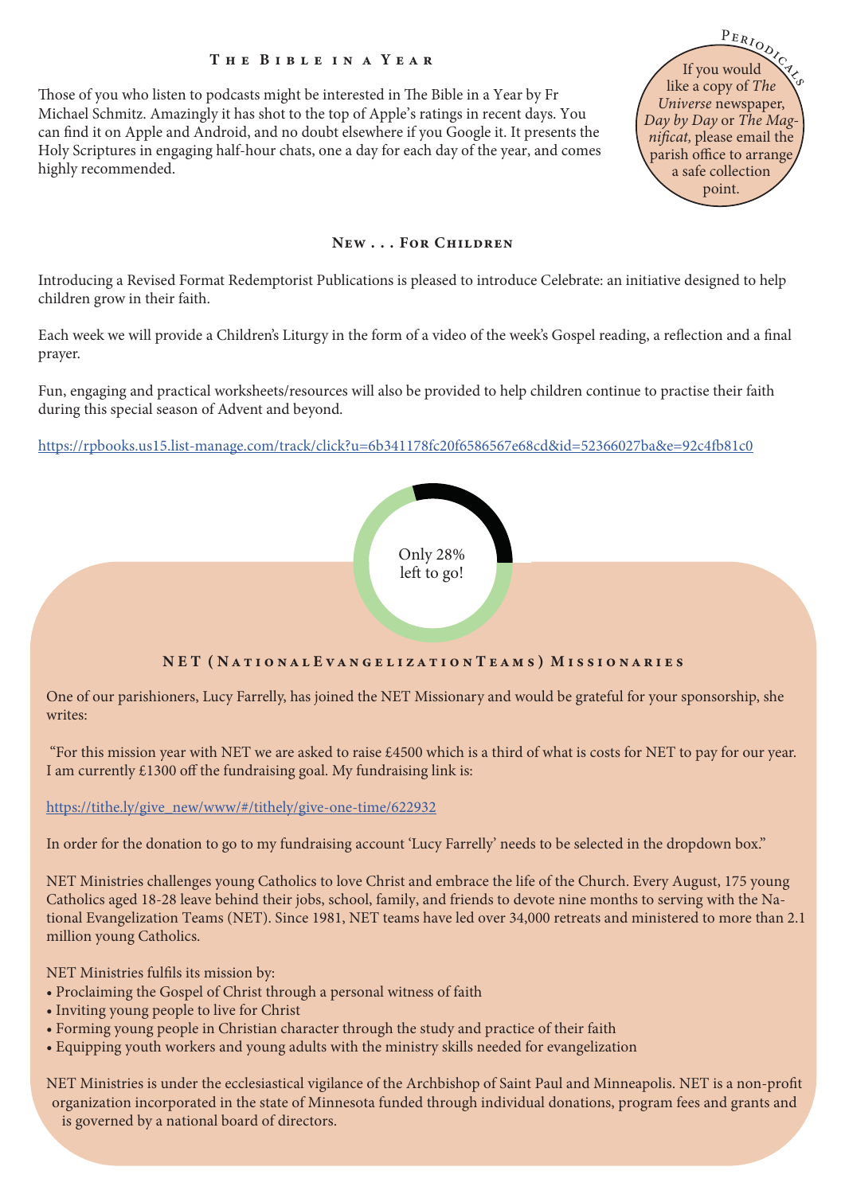## The Bible in a Year

Those of you who listen to podcasts might be interested in The Bible in a Year by Fr Michael Schmitz. Amazingly it has shot to the top of Apple's ratings in recent days. You can find it on Apple and Android, and no doubt elsewhere if you Google it. It presents the Holy Scriptures in engaging half-hour chats, one a day for each day of the year, and comes highly recommended.

### Periodicals

If you would like a copy of *The Universe* newspaper, *Day by Day* or *The Magnificat,* please email the parish office to arrange a safe collection point.

## New . . . For Children

Introducing a Revised Format Redemptorist Publications is pleased to introduce Celebrate: an initiative designed to help children grow in their faith.

Each week we will provide a Children's Liturgy in the form of a video of the week's Gospel reading, a reflection and a final prayer.

Fun, engaging and practical worksheets/resources will also be provided to help children continue to practise their faith during this special season of Advent and beyond.

https://rpbooks.us15.list-manage.com/track/click?u=6b341178fc20f6586567e68cd&id=52366027ba&e=92c4fb81c0

Only 28%
left to go!

## NET (NationalEvangelizationTeams) Missionaries

One of our parishioners, Lucy Farrelly, has joined the NET Missionary and would be grateful for your sponsorship, she writes:

"For this mission year with NET we are asked to raise £4500 which is a third of what is costs for NET to pay for our year. I am currently £1300 off the fundraising goal. My fundraising link is:

https://tithe.ly/give_new/www/#/tithely/give-one-time/622932

In order for the donation to go to my fundraising account 'Lucy Farrelly' needs to be selected in the dropdown box."

NET Ministries challenges young Catholics to love Christ and embrace the life of the Church. Every August, 175 young Catholics aged 18-28 leave behind their jobs, school, family, and friends to devote nine months to serving with the National Evangelization Teams (NET). Since 1981, NET teams have led over 34,000 retreats and ministered to more than 2.1 million young Catholics.

NET Ministries fulfils its mission by:

- Proclaiming the Gospel of Christ through a personal witness of faith
- Inviting young people to live for Christ
- Forming young people in Christian character through the study and practice of their faith
- Equipping youth workers and young adults with the ministry skills needed for evangelization

NET Ministries is under the ecclesiastical vigilance of the Archbishop of Saint Paul and Minneapolis. NET is a non-profit organization incorporated in the state of Minnesota funded through individual donations, program fees and grants and is governed by a national board of directors.